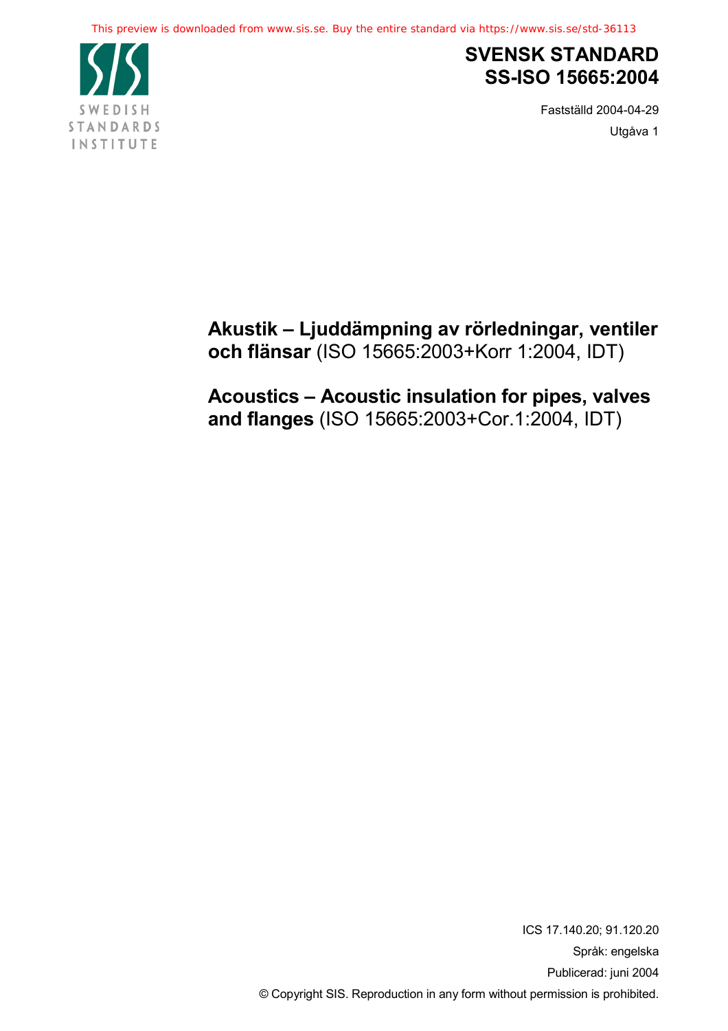This preview is downloaded from www.sis.se. Buy the entire standard via https://www.sis.se/std-36113

SWEDISH STANDARDS INSTITUTE

# SVENSK STANDARD SS-ISO 15665:2004

Fastställd 2004-04-29

Utgåva 1

## **Akustik – Ljuddämpning av rörledningar, ventiler och flänsar** (ISO 15665:2003+Korr 1:2004, IDT)

## **Acoustics – Acoustic insulation for pipes, valves and flanges** (ISO 15665:2003+Cor.1:2004, IDT)

ICS 17.140.20; 91.120.20

Språk: engelska

Publicerad: juni 2004

© Copyright SIS. Reproduction in any form without permission is prohibited.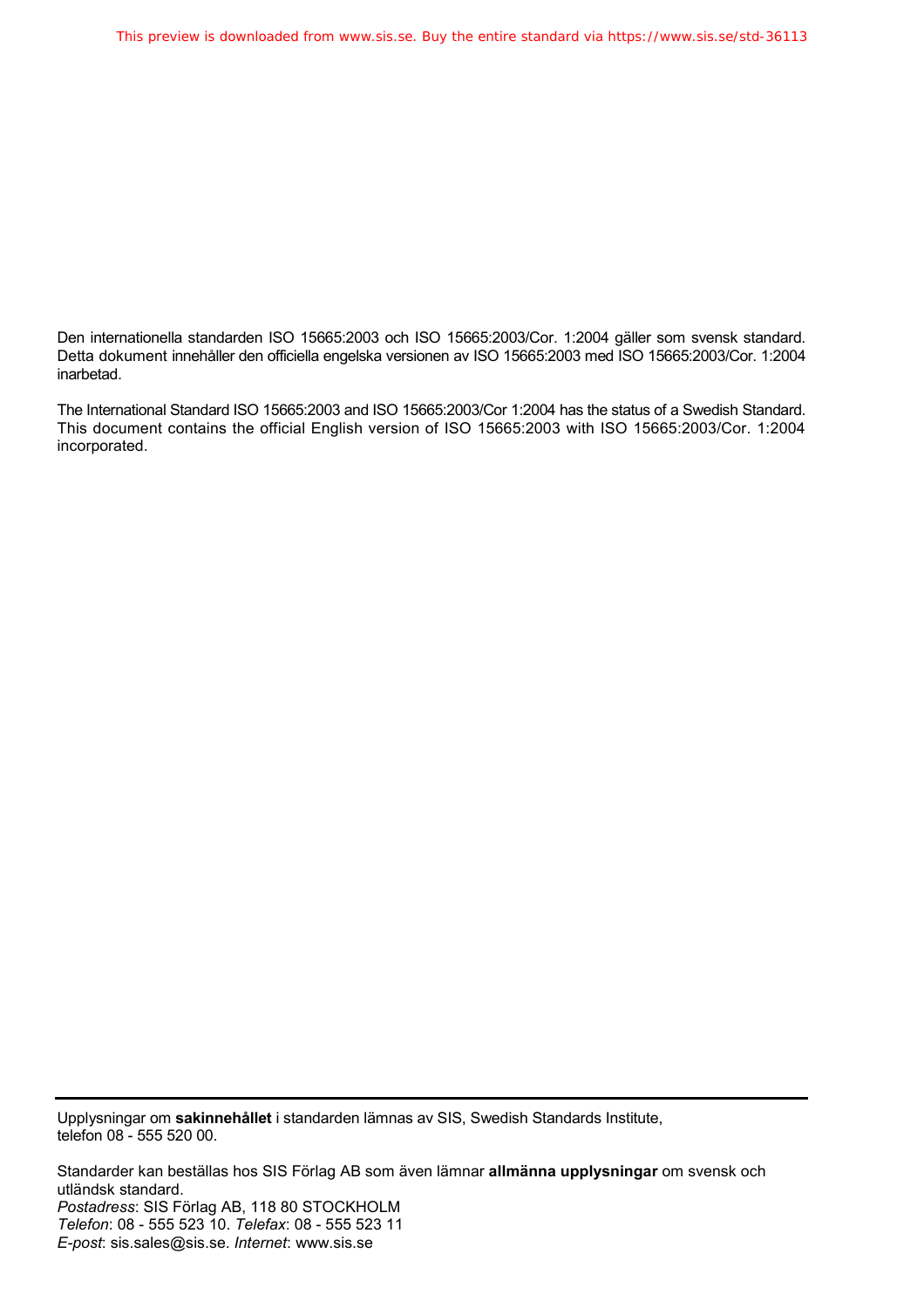Den internationella standarden ISO 15665:2003 och ISO 15665:2003/Cor. 1:2004 gäller som svensk standard. Detta dokument innehåller den officiella engelska versionen av ISO 15665:2003 med ISO 15665:2003/Cor. 1:2004 inarbetad.

The International Standard ISO 15665:2003 and ISO 15665:2003/Cor 1:2004 has the status of a Swedish Standard. This document contains the official English version of ISO 15665:2003 with ISO 15665:2003/Cor. 1:2004 incorporated.

---

Upplysningar om **sakinnehållet** i standarden lämnas av SIS, Swedish Standards Institute, telefon 08 - 555 520 00.

Standarder kan beställas hos SIS Förlag AB som även lämnar **allmänna upplysningar** om svensk och utländsk standard.
*Postadress*: SIS Förlag AB, 118 80 STOCKHOLM
*Telefon*: 08 - 555 523 10. *Telefax*: 08 - 555 523 11
*E-post*: sis.sales@sis.se. *Internet*: www.sis.se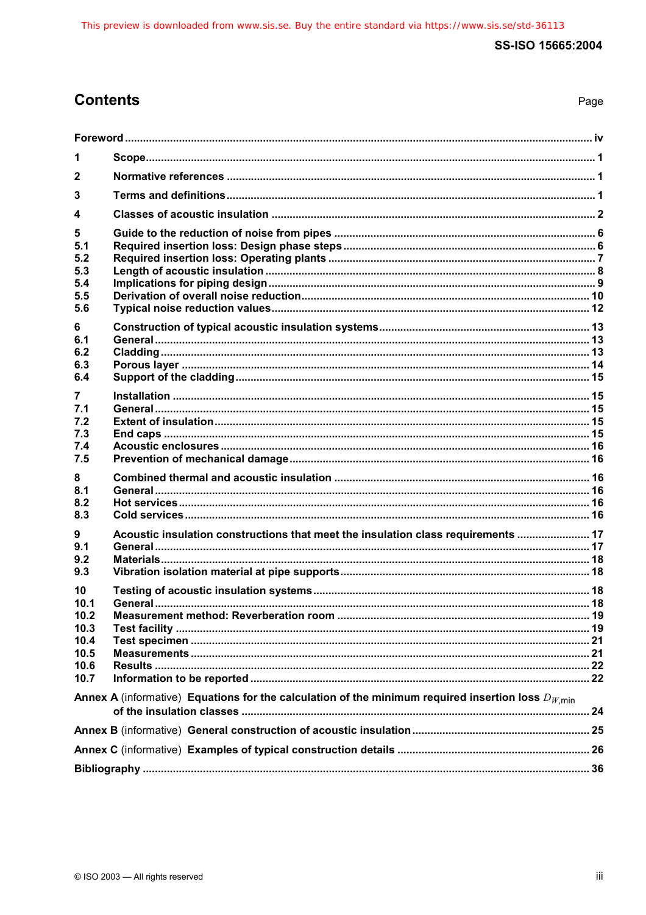# Contents

Page

**Foreword** ... iv

**1 Scope** ... 1

**2 Normative references** ... 1

**3 Terms and definitions** ... 1

**4 Classes of acoustic insulation** ... 2

**5 Guide to the reduction of noise from pipes** ... 6
**5.1 Required insertion loss: Design phase steps** ... 6
**5.2 Required insertion loss: Operating plants** ... 7
**5.3 Length of acoustic insulation** ... 8
**5.4 Implications for piping design** ... 9
**5.5 Derivation of overall noise reduction** ... 10
**5.6 Typical noise reduction values** ... 12

**6 Construction of typical acoustic insulation systems** ... 13
**6.1 General** ... 13
**6.2 Cladding** ... 13
**6.3 Porous layer** ... 14
**6.4 Support of the cladding** ... 15

**7 Installation** ... 15
**7.1 General** ... 15
**7.2 Extent of insulation** ... 15
**7.3 End caps** ... 15
**7.4 Acoustic enclosures** ... 16
**7.5 Prevention of mechanical damage** ... 16

**8 Combined thermal and acoustic insulation** ... 16
**8.1 General** ... 16
**8.2 Hot services** ... 16
**8.3 Cold services** ... 16

**9 Acoustic insulation constructions that meet the insulation class requirements** ... 17
**9.1 General** ... 17
**9.2 Materials** ... 18
**9.3 Vibration isolation material at pipe supports** ... 18

**10 Testing of acoustic insulation systems** ... 18
**10.1 General** ... 18
**10.2 Measurement method: Reverberation room** ... 19
**10.3 Test facility** ... 19
**10.4 Test specimen** ... 21
**10.5 Measurements** ... 21
**10.6 Results** ... 22
**10.7 Information to be reported** ... 22

**Annex A** (informative) **Equations for the calculation of the minimum required insertion loss $D_{W,\text{min}}$ of the insulation classes** ... 24

**Annex B** (informative) **General construction of acoustic insulation** ... 25

**Annex C** (informative) **Examples of typical construction details** ... 26

**Bibliography** ... 36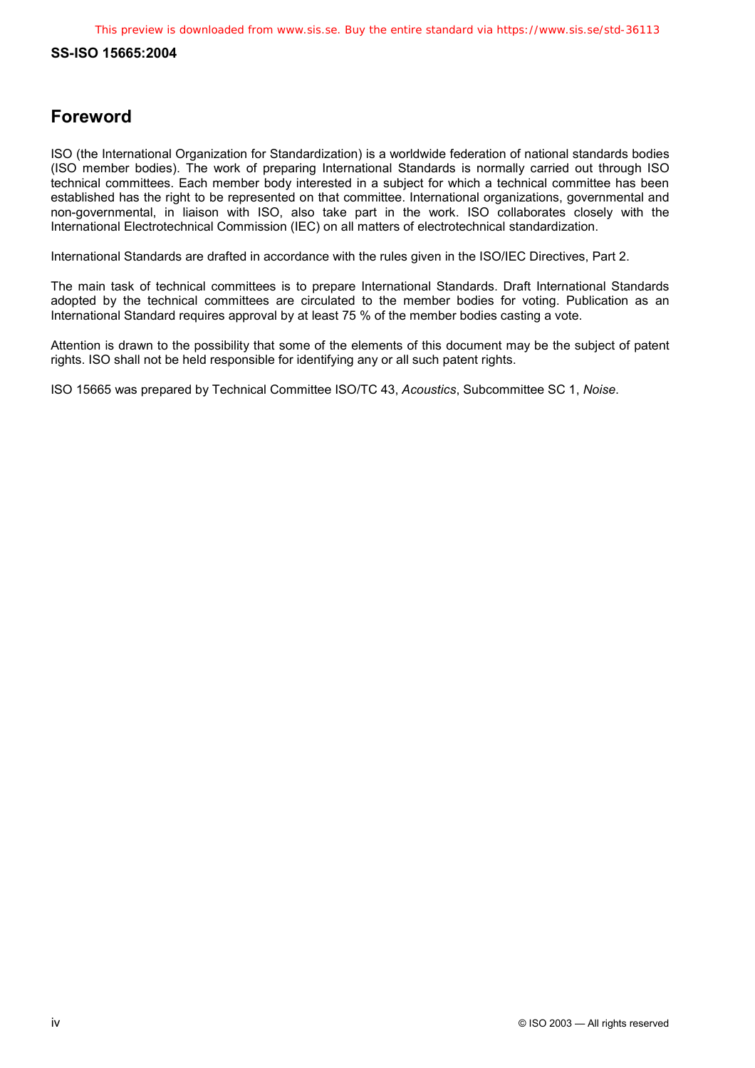## Foreword

ISO (the International Organization for Standardization) is a worldwide federation of national standards bodies (ISO member bodies). The work of preparing International Standards is normally carried out through ISO technical committees. Each member body interested in a subject for which a technical committee has been established has the right to be represented on that committee. International organizations, governmental and non-governmental, in liaison with ISO, also take part in the work. ISO collaborates closely with the International Electrotechnical Commission (IEC) on all matters of electrotechnical standardization.

International Standards are drafted in accordance with the rules given in the ISO/IEC Directives, Part 2.

The main task of technical committees is to prepare International Standards. Draft International Standards adopted by the technical committees are circulated to the member bodies for voting. Publication as an International Standard requires approval by at least 75 % of the member bodies casting a vote.

Attention is drawn to the possibility that some of the elements of this document may be the subject of patent rights. ISO shall not be held responsible for identifying any or all such patent rights.

ISO 15665 was prepared by Technical Committee ISO/TC 43, *Acoustics*, Subcommittee SC 1, *Noise*.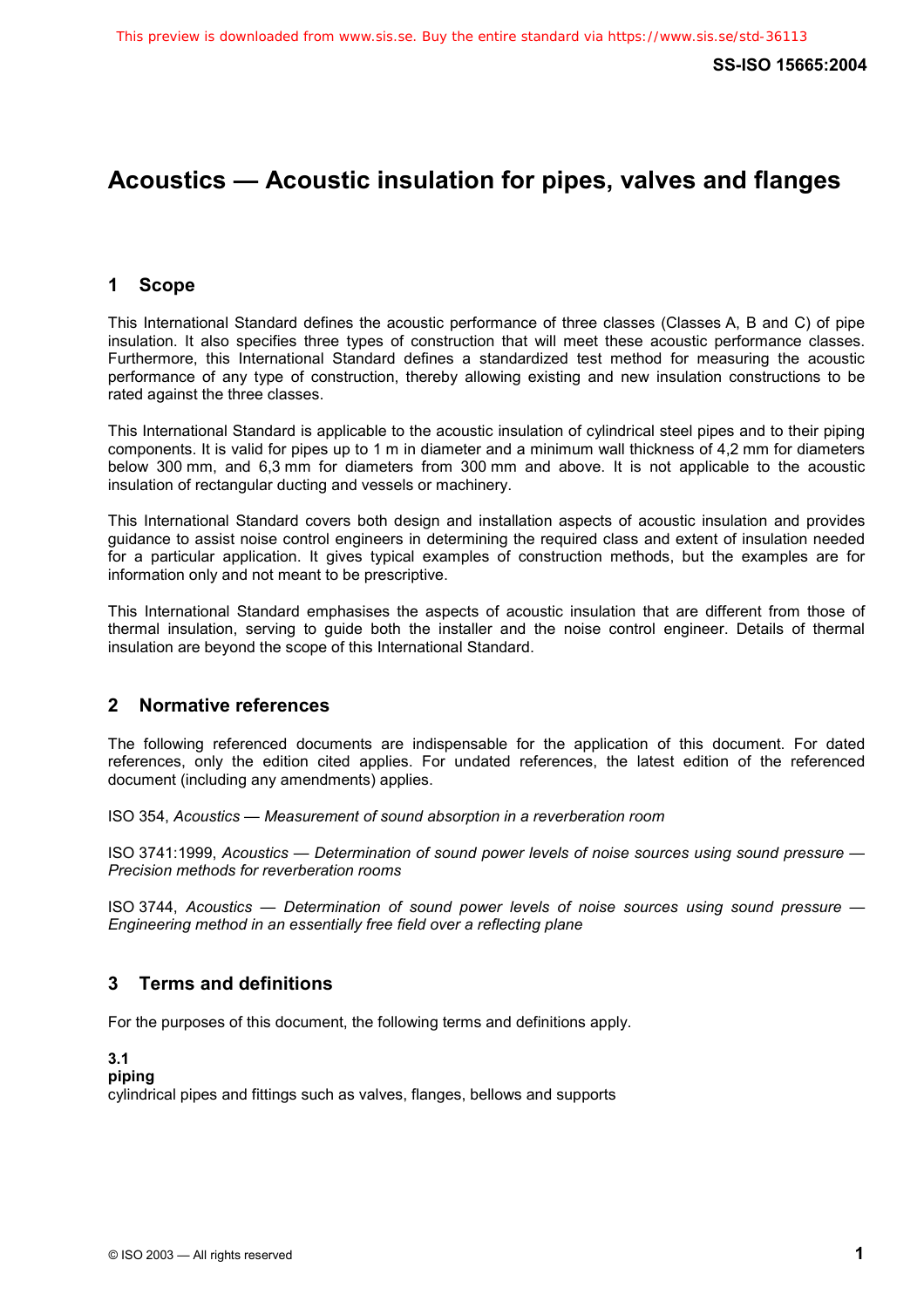# Acoustics — Acoustic insulation for pipes, valves and flanges

## 1 Scope

This International Standard defines the acoustic performance of three classes (Classes A, B and C) of pipe insulation. It also specifies three types of construction that will meet these acoustic performance classes. Furthermore, this International Standard defines a standardized test method for measuring the acoustic performance of any type of construction, thereby allowing existing and new insulation constructions to be rated against the three classes.

This International Standard is applicable to the acoustic insulation of cylindrical steel pipes and to their piping components. It is valid for pipes up to 1 m in diameter and a minimum wall thickness of 4,2 mm for diameters below 300 mm, and 6,3 mm for diameters from 300 mm and above. It is not applicable to the acoustic insulation of rectangular ducting and vessels or machinery.

This International Standard covers both design and installation aspects of acoustic insulation and provides guidance to assist noise control engineers in determining the required class and extent of insulation needed for a particular application. It gives typical examples of construction methods, but the examples are for information only and not meant to be prescriptive.

This International Standard emphasises the aspects of acoustic insulation that are different from those of thermal insulation, serving to guide both the installer and the noise control engineer. Details of thermal insulation are beyond the scope of this International Standard.

## 2 Normative references

The following referenced documents are indispensable for the application of this document. For dated references, only the edition cited applies. For undated references, the latest edition of the referenced document (including any amendments) applies.

ISO 354, *Acoustics — Measurement of sound absorption in a reverberation room*

ISO 3741:1999, *Acoustics — Determination of sound power levels of noise sources using sound pressure — Precision methods for reverberation rooms*

ISO 3744, *Acoustics — Determination of sound power levels of noise sources using sound pressure — Engineering method in an essentially free field over a reflecting plane*

## 3 Terms and definitions

For the purposes of this document, the following terms and definitions apply.

**3.1**
**piping**
cylindrical pipes and fittings such as valves, flanges, bellows and supports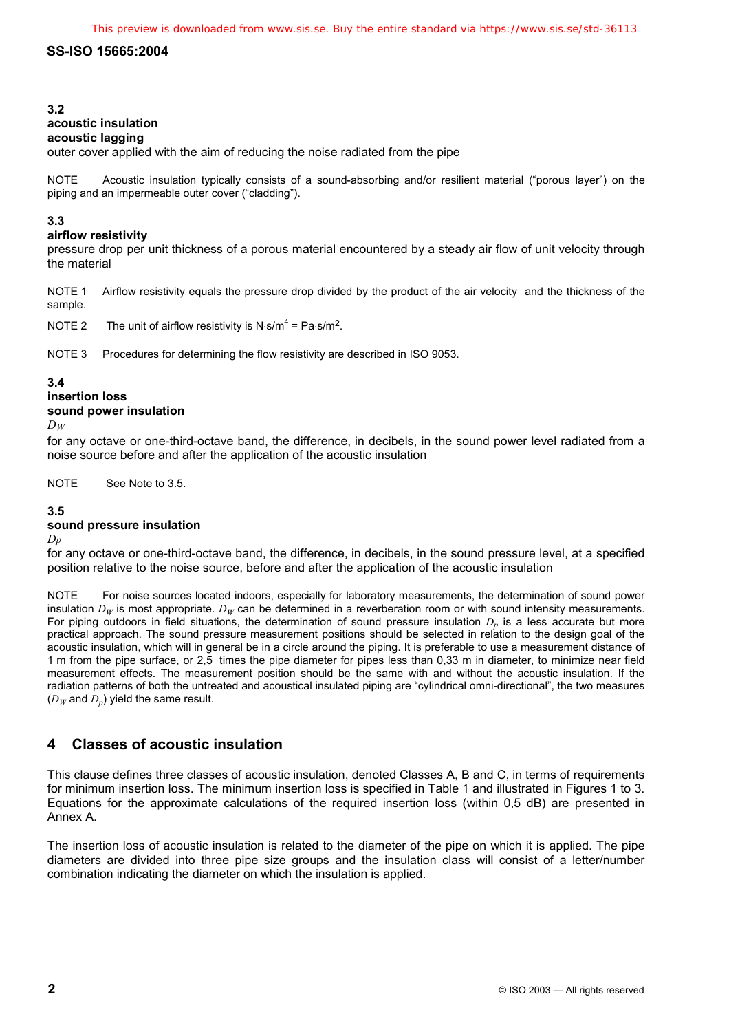### 3.2
**acoustic insulation**
**acoustic lagging**
outer cover applied with the aim of reducing the noise radiated from the pipe

NOTE Acoustic insulation typically consists of a sound-absorbing and/or resilient material ("porous layer") on the piping and an impermeable outer cover ("cladding").

### 3.3
**airflow resistivity**
pressure drop per unit thickness of a porous material encountered by a steady air flow of unit velocity through the material

NOTE 1 Airflow resistivity equals the pressure drop divided by the product of the air velocity and the thickness of the sample.

NOTE 2 The unit of airflow resistivity is $N \cdot s/m^4 = Pa \cdot s/m^2$.

NOTE 3 Procedures for determining the flow resistivity are described in ISO 9053.

### 3.4
**insertion loss**
**sound power insulation**
$D_W$
for any octave or one-third-octave band, the difference, in decibels, in the sound power level radiated from a noise source before and after the application of the acoustic insulation

NOTE See Note to 3.5.

### 3.5
**sound pressure insulation**
$D_p$
for any octave or one-third-octave band, the difference, in decibels, in the sound pressure level, at a specified position relative to the noise source, before and after the application of the acoustic insulation

NOTE For noise sources located indoors, especially for laboratory measurements, the determination of sound power insulation $D_W$ is most appropriate. $D_W$ can be determined in a reverberation room or with sound intensity measurements. For piping outdoors in field situations, the determination of sound pressure insulation $D_p$ is a less accurate but more practical approach. The sound pressure measurement positions should be selected in relation to the design goal of the acoustic insulation, which will in general be in a circle around the piping. It is preferable to use a measurement distance of 1 m from the pipe surface, or 2,5 times the pipe diameter for pipes less than 0,33 m in diameter, to minimize near field measurement effects. The measurement position should be the same with and without the acoustic insulation. If the radiation patterns of both the untreated and acoustical insulated piping are "cylindrical omni-directional", the two measures ($D_W$ and $D_p$) yield the same result.

## 4 Classes of acoustic insulation

This clause defines three classes of acoustic insulation, denoted Classes A, B and C, in terms of requirements for minimum insertion loss. The minimum insertion loss is specified in Table 1 and illustrated in Figures 1 to 3. Equations for the approximate calculations of the required insertion loss (within 0,5 dB) are presented in Annex A.

The insertion loss of acoustic insulation is related to the diameter of the pipe on which it is applied. The pipe diameters are divided into three pipe size groups and the insulation class will consist of a letter/number combination indicating the diameter on which the insulation is applied.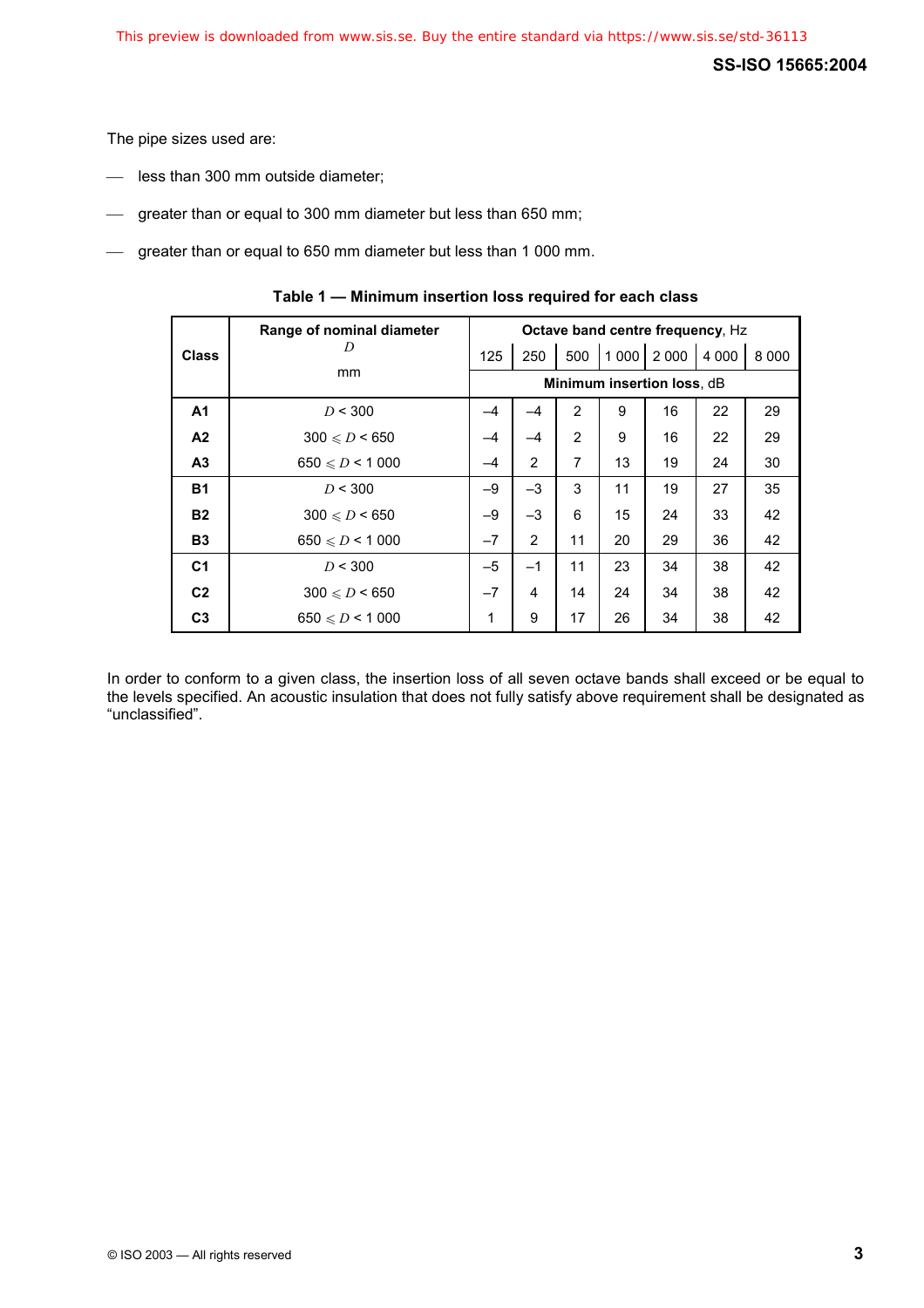The pipe sizes used are:

- less than 300 mm outside diameter;
- greater than or equal to 300 mm diameter but less than 650 mm;
- greater than or equal to 650 mm diameter but less than 1 000 mm.

**Table 1 — Minimum insertion loss required for each class**

| Class | Range of nominal diameter $D$ mm | Octave band centre frequency, Hz | | | | | | |
|---|---|---|---|---|---|---|---|---|
| | | 125 | 250 | 500 | 1 000 | 2 000 | 4 000 | 8 000 |
| | | Minimum insertion loss, dB | | | | | | |
| **A1** | $D < 300$ | –4 | –4 | 2 | 9 | 16 | 22 | 29 |
| **A2** | $300 \leqslant D < 650$ | –4 | –4 | 2 | 9 | 16 | 22 | 29 |
| **A3** | $650 \leqslant D < 1\,000$ | –4 | 2 | 7 | 13 | 19 | 24 | 30 |
| **B1** | $D < 300$ | –9 | –3 | 3 | 11 | 19 | 27 | 35 |
| **B2** | $300 \leqslant D < 650$ | –9 | –3 | 6 | 15 | 24 | 33 | 42 |
| **B3** | $650 \leqslant D < 1\,000$ | –7 | 2 | 11 | 20 | 29 | 36 | 42 |
| **C1** | $D < 300$ | –5 | –1 | 11 | 23 | 34 | 38 | 42 |
| **C2** | $300 \leqslant D < 650$ | –7 | 4 | 14 | 24 | 34 | 38 | 42 |
| **C3** | $650 \leqslant D < 1\,000$ | 1 | 9 | 17 | 26 | 34 | 38 | 42 |

In order to conform to a given class, the insertion loss of all seven octave bands shall exceed or be equal to the levels specified. An acoustic insulation that does not fully satisfy above requirement shall be designated as “unclassified”.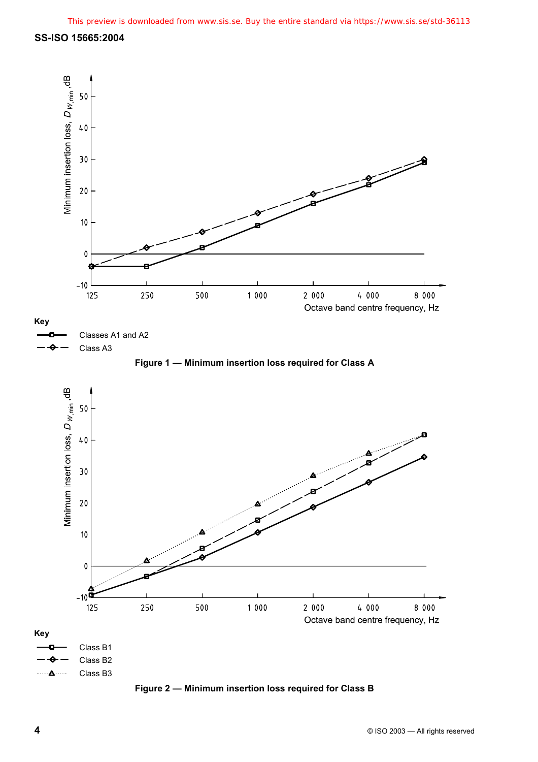Key

- Classes A1 and A2
- Class A3

**Figure 1 — Minimum insertion loss required for Class A**

Key

- Class B1
- Class B2
- Class B3

**Figure 2 — Minimum insertion loss required for Class B**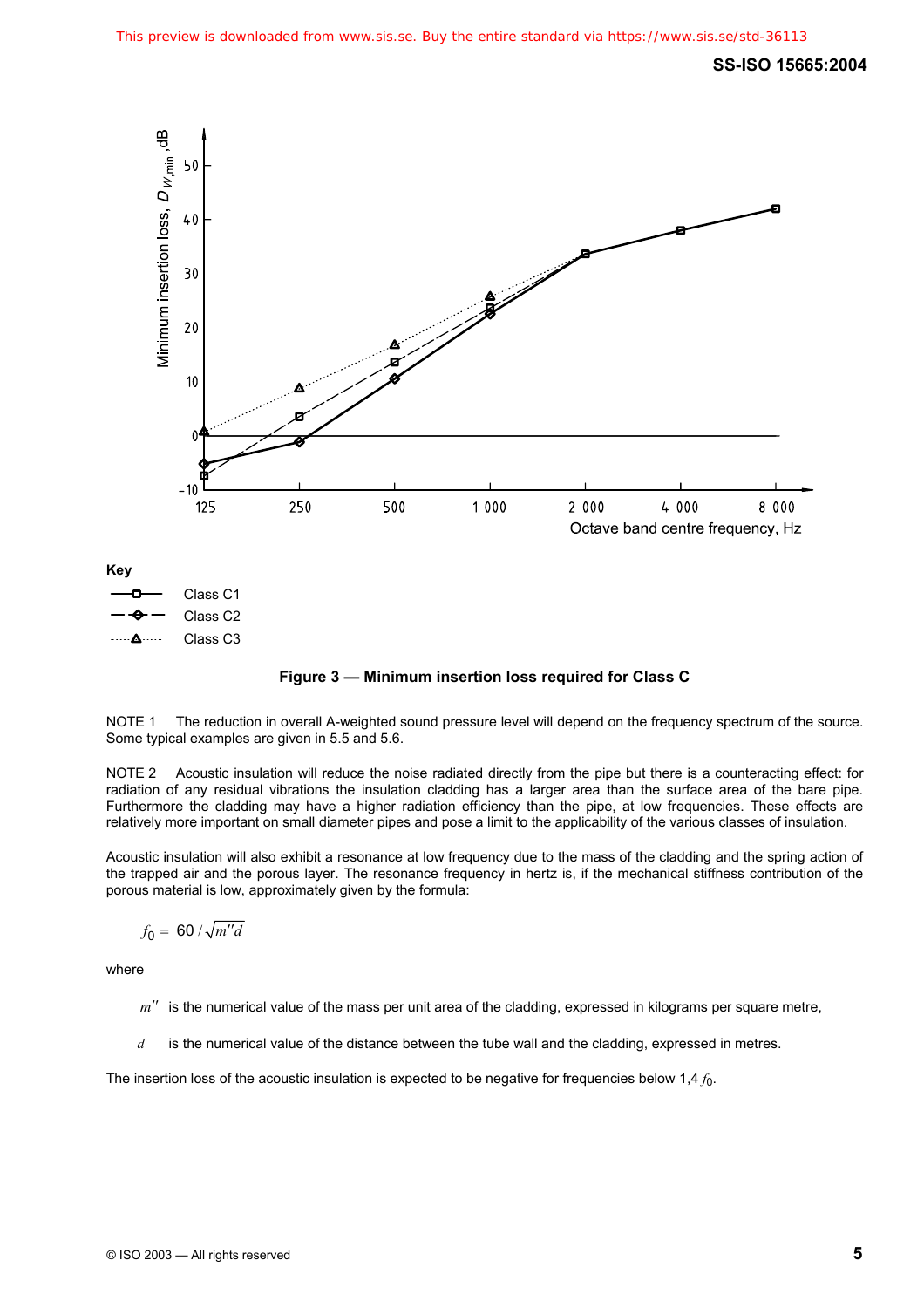Figure 3 — Minimum insertion loss required for Class C

NOTE 1 The reduction in overall A-weighted sound pressure level will depend on the frequency spectrum of the source. Some typical examples are given in 5.5 and 5.6.

NOTE 2 Acoustic insulation will reduce the noise radiated directly from the pipe but there is a counteracting effect: for radiation of any residual vibrations the insulation cladding has a larger area than the surface area of the bare pipe. Furthermore the cladding may have a higher radiation efficiency than the pipe, at low frequencies. These effects are relatively more important on small diameter pipes and pose a limit to the applicability of the various classes of insulation.

Acoustic insulation will also exhibit a resonance at low frequency due to the mass of the cladding and the spring action of the trapped air and the porous layer. The resonance frequency in hertz is, if the mechanical stiffness contribution of the porous material is low, approximately given by the formula:

$$f_0 = 60 / \sqrt{m''d}$$

where

$m''$ is the numerical value of the mass per unit area of the cladding, expressed in kilograms per square metre,

$d$ is the numerical value of the distance between the tube wall and the cladding, expressed in metres.

The insertion loss of the acoustic insulation is expected to be negative for frequencies below 1,4 $f_0$.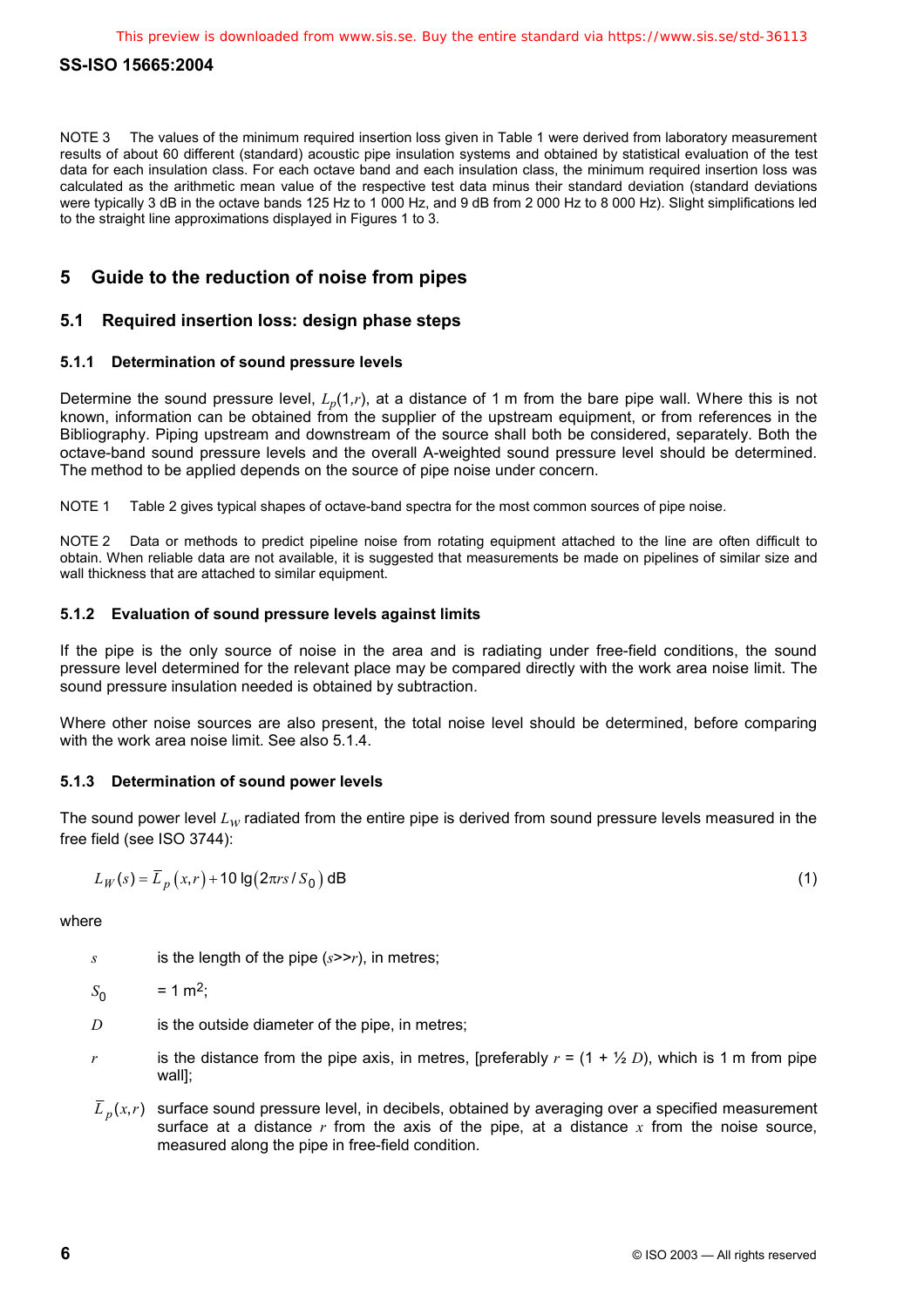NOTE 3 The values of the minimum required insertion loss given in Table 1 were derived from laboratory measurement results of about 60 different (standard) acoustic pipe insulation systems and obtained by statistical evaluation of the test data for each insulation class. For each octave band and each insulation class, the minimum required insertion loss was calculated as the arithmetic mean value of the respective test data minus their standard deviation (standard deviations were typically 3 dB in the octave bands 125 Hz to 1 000 Hz, and 9 dB from 2 000 Hz to 8 000 Hz). Slight simplifications led to the straight line approximations displayed in Figures 1 to 3.

## 5 Guide to the reduction of noise from pipes

### 5.1 Required insertion loss: design phase steps

#### 5.1.1 Determination of sound pressure levels

Determine the sound pressure level, $L_p(1,r)$, at a distance of 1 m from the bare pipe wall. Where this is not known, information can be obtained from the supplier of the upstream equipment, or from references in the Bibliography. Piping upstream and downstream of the source shall both be considered, separately. Both the octave-band sound pressure levels and the overall A-weighted sound pressure level should be determined. The method to be applied depends on the source of pipe noise under concern.

NOTE 1 Table 2 gives typical shapes of octave-band spectra for the most common sources of pipe noise.

NOTE 2 Data or methods to predict pipeline noise from rotating equipment attached to the line are often difficult to obtain. When reliable data are not available, it is suggested that measurements be made on pipelines of similar size and wall thickness that are attached to similar equipment.

#### 5.1.2 Evaluation of sound pressure levels against limits

If the pipe is the only source of noise in the area and is radiating under free-field conditions, the sound pressure level determined for the relevant place may be compared directly with the work area noise limit. The sound pressure insulation needed is obtained by subtraction.

Where other noise sources are also present, the total noise level should be determined, before comparing with the work area noise limit. See also 5.1.4.

#### 5.1.3 Determination of sound power levels

The sound power level $L_W$ radiated from the entire pipe is derived from sound pressure levels measured in the free field (see ISO 3744):

$$L_W(s) = \overline{L}_p(x,r) + 10 \lg(2\pi rs / S_0) \text{ dB} \tag{1}$$

where

- $s$ is the length of the pipe ($s \gg r$), in metres;
- $S_0$ = 1 m$^2$;
- $D$ is the outside diameter of the pipe, in metres;
- $r$ is the distance from the pipe axis, in metres, [preferably $r$ = (1 + ½ $D$), which is 1 m from pipe wall];
- $\overline{L}_p(x,r)$ surface sound pressure level, in decibels, obtained by averaging over a specified measurement surface at a distance $r$ from the axis of the pipe, at a distance $x$ from the noise source, measured along the pipe in free-field condition.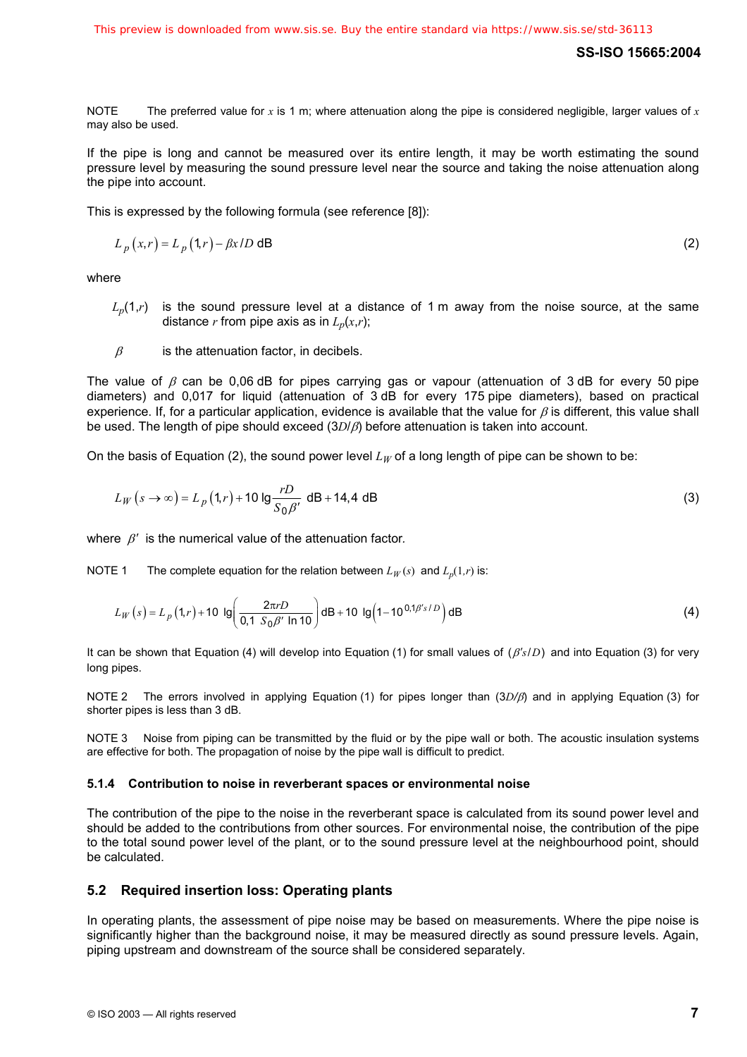NOTE The preferred value for $x$ is 1 m; where attenuation along the pipe is considered negligible, larger values of $x$ may also be used.

If the pipe is long and cannot be measured over its entire length, it may be worth estimating the sound pressure level by measuring the sound pressure level near the source and taking the noise attenuation along the pipe into account.

This is expressed by the following formula (see reference [8]):

$$L_p(x,r) = L_p(1,r) - \beta x / D \text{ dB} \tag{2}$$

where

$L_p(1,r)$ is the sound pressure level at a distance of 1 m away from the noise source, at the same distance $r$ from pipe axis as in $L_p(x,r)$;

$\beta$ is the attenuation factor, in decibels.

The value of $\beta$ can be 0,06 dB for pipes carrying gas or vapour (attenuation of 3 dB for every 50 pipe diameters) and 0,017 for liquid (attenuation of 3 dB for every 175 pipe diameters), based on practical experience. If, for a particular application, evidence is available that the value for $\beta$ is different, this value shall be used. The length of pipe should exceed ($3D/\beta$) before attenuation is taken into account.

On the basis of Equation (2), the sound power level $L_W$ of a long length of pipe can be shown to be:

$$L_W(s \to \infty) = L_p(1,r) + 10 \lg \frac{rD}{S_0 \beta'} \text{ dB} + 14{,}4 \text{ dB} \tag{3}$$

where $\beta'$ is the numerical value of the attenuation factor.

NOTE 1 The complete equation for the relation between $L_W(s)$ and $L_p(1,r)$ is:

$$L_W(s) = L_p(1,r) + 10 \lg\left(\frac{2\pi rD}{0{,}1 \; S_0 \beta' \ln 10}\right) \text{dB} + 10 \lg\left(1 - 10^{0{,}1\beta' s / D}\right) \text{dB} \tag{4}$$

It can be shown that Equation (4) will develop into Equation (1) for small values of ($\beta' s / D$) and into Equation (3) for very long pipes.

NOTE 2 The errors involved in applying Equation (1) for pipes longer than ($3D/\beta$) and in applying Equation (3) for shorter pipes is less than 3 dB.

NOTE 3 Noise from piping can be transmitted by the fluid or by the pipe wall or both. The acoustic insulation systems are effective for both. The propagation of noise by the pipe wall is difficult to predict.

#### 5.1.4 Contribution to noise in reverberant spaces or environmental noise

The contribution of the pipe to the noise in the reverberant space is calculated from its sound power level and should be added to the contributions from other sources. For environmental noise, the contribution of the pipe to the total sound power level of the plant, or to the sound pressure level at the neighbourhood point, should be calculated.

### 5.2 Required insertion loss: Operating plants

In operating plants, the assessment of pipe noise may be based on measurements. Where the pipe noise is significantly higher than the background noise, it may be measured directly as sound pressure levels. Again, piping upstream and downstream of the source shall be considered separately.